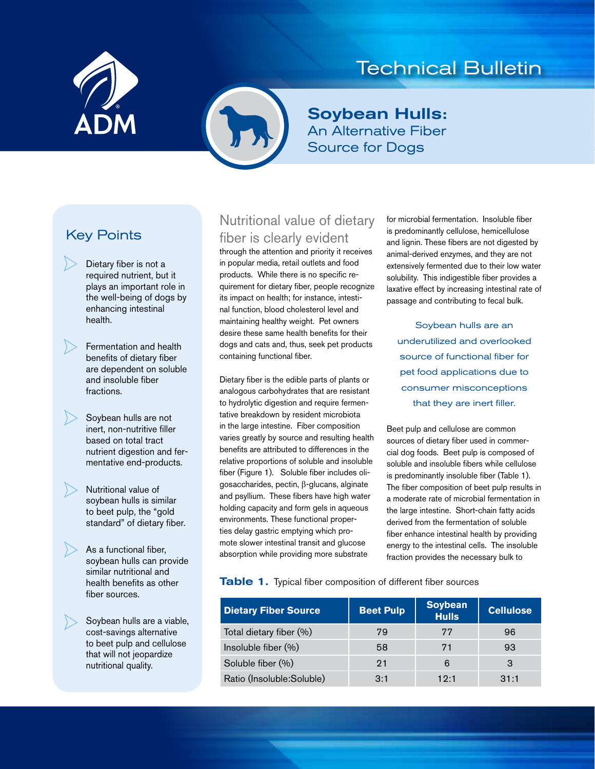Technical Bulletin

# Soybean Hulls: An Alternative Fiber Source for Dogs

## Key Points

- Dietary fiber is not a required nutrient, but it plays an important role in the well-being of dogs by enhancing intestinal health.
- Fermentation and health benefits of dietary fiber are dependent on soluble and insoluble fiber fractions.
- Soybean hulls are not inert, non-nutritive filler based on total tract nutrient digestion and fermentative end-products.
- Nutritional value of soybean hulls is similar to beet pulp, the "gold standard" of dietary fiber.
- As a functional fiber, soybean hulls can provide similar nutritional and health benefits as other fiber sources.
- Soybean hulls are a viable, cost-savings alternative to beet pulp and cellulose that will not jeopardize nutritional quality.

## Nutritional value of dietary fiber is clearly evident

through the attention and priority it receives in popular media, retail outlets and food products. While there is no specific requirement for dietary fiber, people recognize its impact on health; for instance, intestinal function, blood cholesterol level and maintaining healthy weight. Pet owners desire these same health benefits for their dogs and cats and, thus, seek pet products containing functional fiber.

Dietary fiber is the edible parts of plants or analogous carbohydrates that are resistant to hydrolytic digestion and require fermentative breakdown by resident microbiota in the large intestine. Fiber composition varies greatly by source and resulting health benefits are attributed to differences in the relative proportions of soluble and insoluble fiber (Figure 1). Soluble fiber includes oligosaccharides, pectin, β-glucans, alginate and psyllium. These fibers have high water holding capacity and form gels in aqueous environments. These functional properties delay gastric emptying which promote slower intestinal transit and glucose absorption while providing more substrate for microbial fermentation. Insoluble fiber is predominantly cellulose, hemicellulose and lignin. These fibers are not digested by animal-derived enzymes, and they are not extensively fermented due to their low water solubility. This indigestible fiber provides a laxative effect by increasing intestinal rate of passage and contributing to fecal bulk.

> Soybean hulls are an underutilized and overlooked source of functional fiber for pet food applications due to consumer misconceptions that they are inert filler.

Beet pulp and cellulose are common sources of dietary fiber used in commercial dog foods. Beet pulp is composed of soluble and insoluble fibers while cellulose is predominantly insoluble fiber (Table 1). The fiber composition of beet pulp results in a moderate rate of microbial fermentation in the large intestine. Short-chain fatty acids derived from the fermentation of soluble fiber enhance intestinal health by providing energy to the intestinal cells. The insoluble fraction provides the necessary bulk to

**Table 1.** Typical fiber composition of different fiber sources

| Dietary Fiber Source | Beet Pulp | Soybean Hulls | Cellulose |
|---|---|---|---|
| Total dietary fiber (%) | 79 | 77 | 96 |
| Insoluble fiber (%) | 58 | 71 | 93 |
| Soluble fiber (%) | 21 | 6 | 3 |
| Ratio (Insoluble:Soluble) | 3:1 | 12:1 | 31:1 |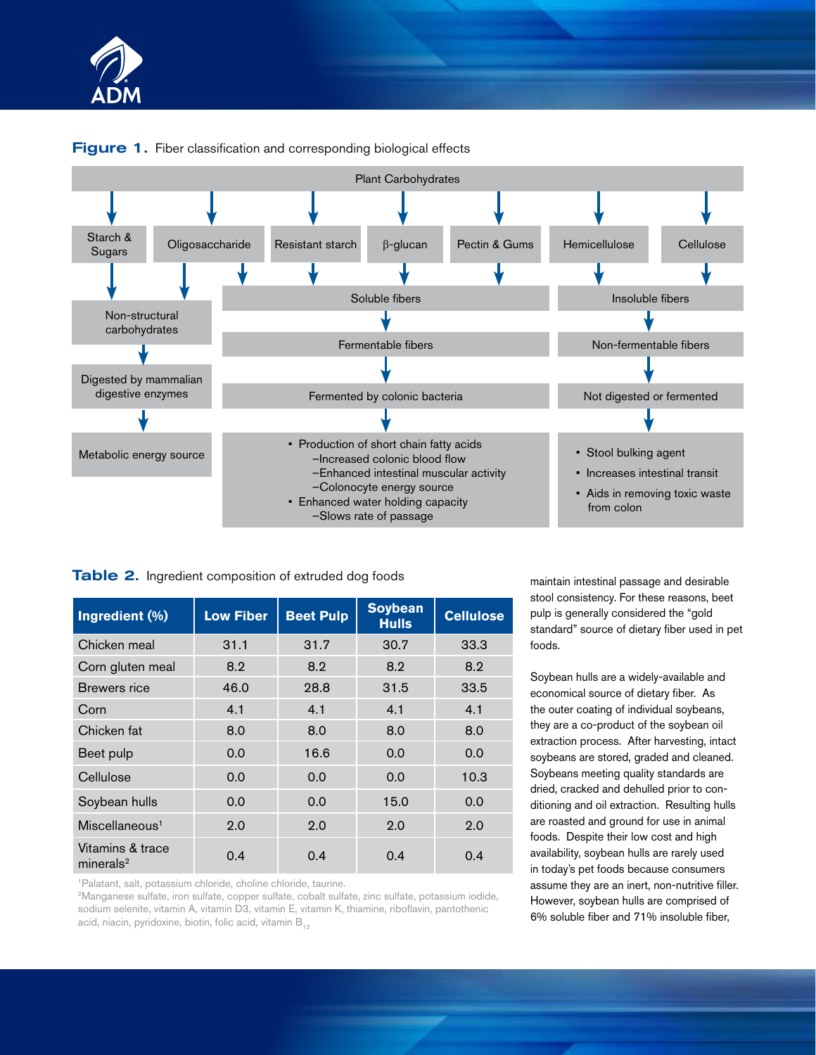**Figure 1.** Fiber classification and corresponding biological effects

Plant Carbohydrates

- Starch & Sugars → Non-structural carbohydrates
- Oligosaccharide → Non-structural carbohydrates; Soluble fibers
- Resistant starch → Soluble fibers
- β-glucan → Soluble fibers
- Pectin & Gums → Soluble fibers
- Hemicellulose → Insoluble fibers
- Cellulose → Insoluble fibers

Non-structural carbohydrates → Digested by mammalian digestive enzymes → Metabolic energy source

Soluble fibers → Fermentable fibers → Fermented by colonic bacteria →
- Production of short chain fatty acids
  - –Increased colonic blood flow
  - –Enhanced intestinal muscular activity
  - –Colonocyte energy source
- Enhanced water holding capacity
  - –Slows rate of passage

Insoluble fibers → Non-fermentable fibers → Not digested or fermented →
- Stool bulking agent
- Increases intestinal transit
- Aids in removing toxic waste from colon

**Table 2.** Ingredient composition of extruded dog foods

| Ingredient (%) | Low Fiber | Beet Pulp | Soybean Hulls | Cellulose |
|---|---|---|---|---|
| Chicken meal | 31.1 | 31.7 | 30.7 | 33.3 |
| Corn gluten meal | 8.2 | 8.2 | 8.2 | 8.2 |
| Brewers rice | 46.0 | 28.8 | 31.5 | 33.5 |
| Corn | 4.1 | 4.1 | 4.1 | 4.1 |
| Chicken fat | 8.0 | 8.0 | 8.0 | 8.0 |
| Beet pulp | 0.0 | 16.6 | 0.0 | 0.0 |
| Cellulose | 0.0 | 0.0 | 0.0 | 10.3 |
| Soybean hulls | 0.0 | 0.0 | 15.0 | 0.0 |
| Miscellaneous[1] | 2.0 | 2.0 | 2.0 | 2.0 |
| Vitamins & trace minerals[2] | 0.4 | 0.4 | 0.4 | 0.4 |

[1]Palatant, salt, potassium chloride, choline chloride, taurine.
[2]Manganese sulfate, iron sulfate, copper sulfate, cobalt sulfate, zinc sulfate, potassium iodide, sodium selenite, vitamin A, vitamin D3, vitamin E, vitamin K, thiamine, riboflavin, pantothenic acid, niacin, pyridoxine, biotin, folic acid, vitamin $B_{12}$

maintain intestinal passage and desirable stool consistency. For these reasons, beet pulp is generally considered the "gold standard" source of dietary fiber used in pet foods.

Soybean hulls are a widely-available and economical source of dietary fiber. As the outer coating of individual soybeans, they are a co-product of the soybean oil extraction process. After harvesting, intact soybeans are stored, graded and cleaned. Soybeans meeting quality standards are dried, cracked and dehulled prior to conditioning and oil extraction. Resulting hulls are roasted and ground for use in animal foods. Despite their low cost and high availability, soybean hulls are rarely used in today's pet foods because consumers assume they are an inert, non-nutritive filler. However, soybean hulls are comprised of 6% soluble fiber and 71% insoluble fiber,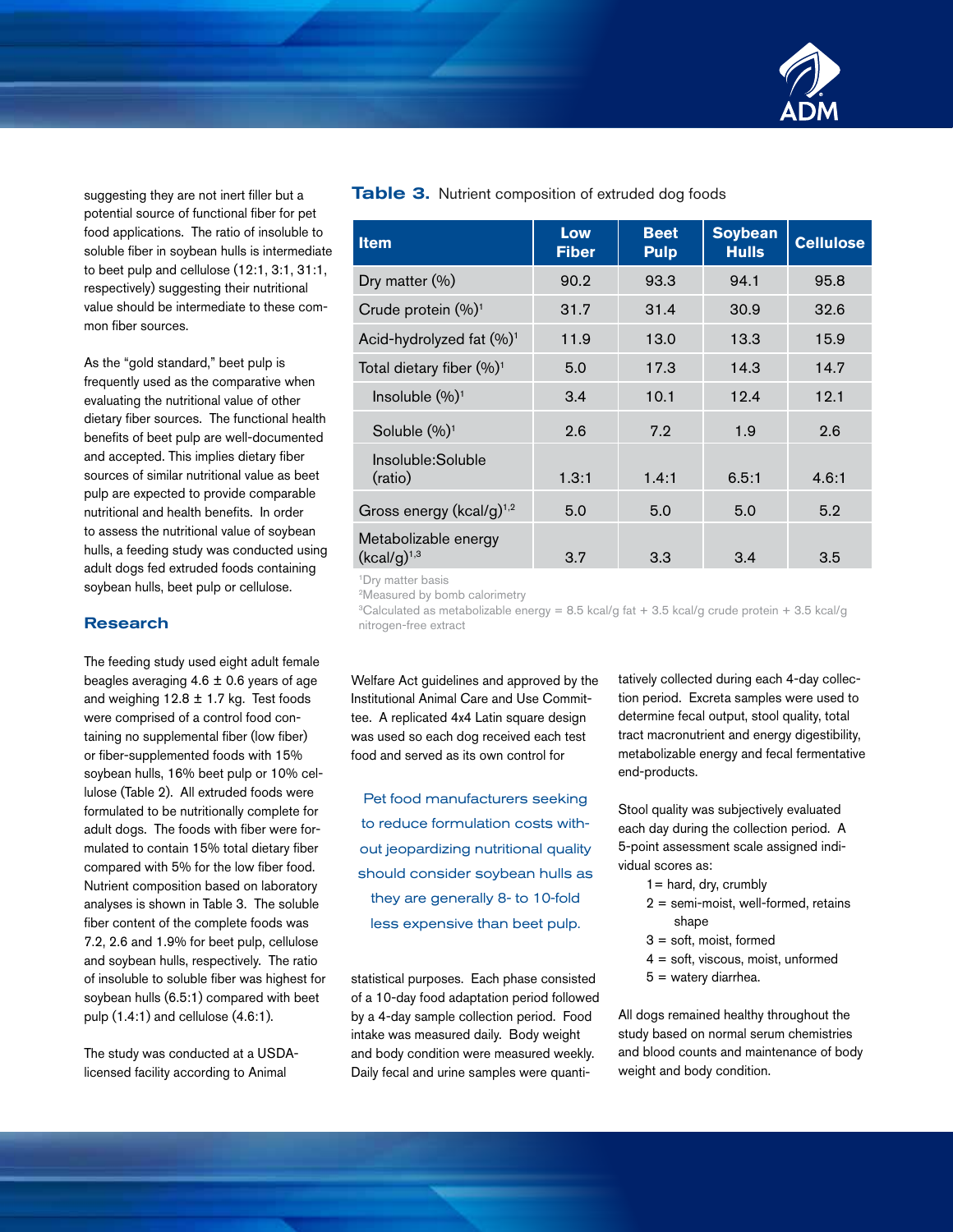suggesting they are not inert filler but a potential source of functional fiber for pet food applications. The ratio of insoluble to soluble fiber in soybean hulls is intermediate to beet pulp and cellulose (12:1, 3:1, 31:1, respectively) suggesting their nutritional value should be intermediate to these common fiber sources.

As the "gold standard," beet pulp is frequently used as the comparative when evaluating the nutritional value of other dietary fiber sources. The functional health benefits of beet pulp are well-documented and accepted. This implies dietary fiber sources of similar nutritional value as beet pulp are expected to provide comparable nutritional and health benefits. In order to assess the nutritional value of soybean hulls, a feeding study was conducted using adult dogs fed extruded foods containing soybean hulls, beet pulp or cellulose.

## Research

The feeding study used eight adult female beagles averaging 4.6 ± 0.6 years of age and weighing 12.8 ± 1.7 kg. Test foods were comprised of a control food containing no supplemental fiber (low fiber) or fiber-supplemented foods with 15% soybean hulls, 16% beet pulp or 10% cellulose (Table 2). All extruded foods were formulated to be nutritionally complete for adult dogs. The foods with fiber were formulated to contain 15% total dietary fiber compared with 5% for the low fiber food. Nutrient composition based on laboratory analyses is shown in Table 3. The soluble fiber content of the complete foods was 7.2, 2.6 and 1.9% for beet pulp, cellulose and soybean hulls, respectively. The ratio of insoluble to soluble fiber was highest for soybean hulls (6.5:1) compared with beet pulp (1.4:1) and cellulose (4.6:1).

**Table 3.** Nutrient composition of extruded dog foods

| Item | Low Fiber | Beet Pulp | Soybean Hulls | Cellulose |
|---|---|---|---|---|
| Dry matter (%) | 90.2 | 93.3 | 94.1 | 95.8 |
| Crude protein (%)[1] | 31.7 | 31.4 | 30.9 | 32.6 |
| Acid-hydrolyzed fat (%)[1] | 11.9 | 13.0 | 13.3 | 15.9 |
| Total dietary fiber (%)[1] | 5.0 | 17.3 | 14.3 | 14.7 |
| Insoluble (%)[1] | 3.4 | 10.1 | 12.4 | 12.1 |
| Soluble (%)[1] | 2.6 | 7.2 | 1.9 | 2.6 |
| Insoluble:Soluble (ratio) | 1.3:1 | 1.4:1 | 6.5:1 | 4.6:1 |
| Gross energy (kcal/g)[1,2] | 5.0 | 5.0 | 5.0 | 5.2 |
| Metabolizable energy (kcal/g)[1,3] | 3.7 | 3.3 | 3.4 | 3.5 |

[1]Dry matter basis
[2]Measured by bomb calorimetry
[3]Calculated as metabolizable energy = 8.5 kcal/g fat + 3.5 kcal/g crude protein + 3.5 kcal/g nitrogen-free extract

The study was conducted at a USDA-licensed facility according to Animal Welfare Act guidelines and approved by the Institutional Animal Care and Use Committee. A replicated 4x4 Latin square design was used so each dog received each test food and served as its own control for statistical purposes. Each phase consisted of a 10-day food adaptation period followed by a 4-day sample collection period. Food intake was measured daily. Body weight and body condition were measured weekly. Daily fecal and urine samples were quantitatively collected during each 4-day collection period. Excreta samples were used to determine fecal output, stool quality, total tract macronutrient and energy digestibility, metabolizable energy and fecal fermentative end-products.

> Pet food manufacturers seeking to reduce formulation costs without jeopardizing nutritional quality should consider soybean hulls as they are generally 8- to 10-fold less expensive than beet pulp.

Stool quality was subjectively evaluated each day during the collection period. A 5-point assessment scale assigned individual scores as:

- 1 = hard, dry, crumbly
- 2 = semi-moist, well-formed, retains shape
- 3 = soft, moist, formed
- 4 = soft, viscous, moist, unformed
- 5 = watery diarrhea.

All dogs remained healthy throughout the study based on normal serum chemistries and blood counts and maintenance of body weight and body condition.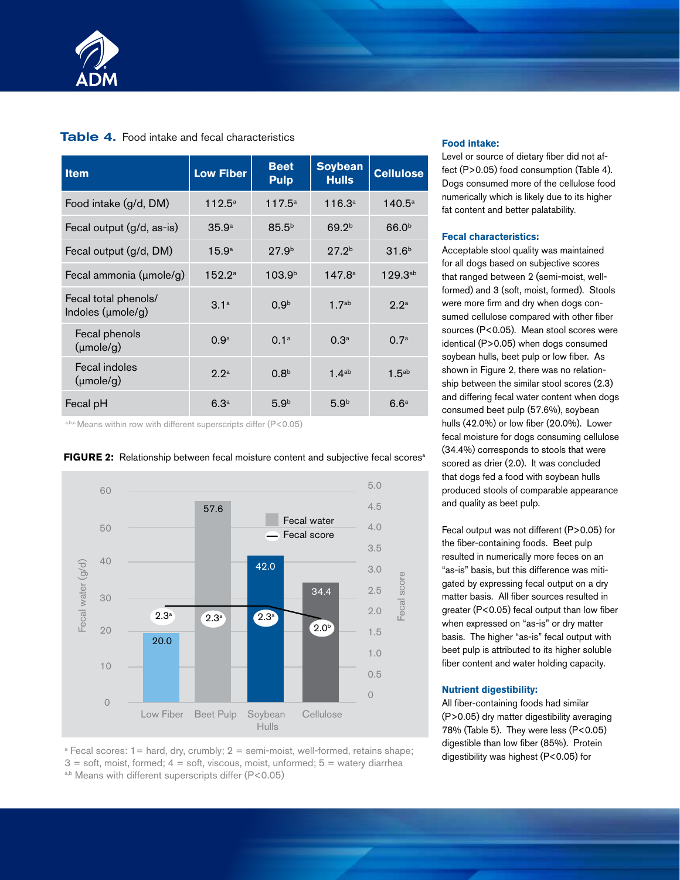**Table 4.** Food intake and fecal characteristics

| Item | Low Fiber | Beet Pulp | Soybean Hulls | Cellulose |
|---|---|---|---|---|
| Food intake (g/d, DM) | 112.5[a] | 117.5[a] | 116.3[a] | 140.5[a] |
| Fecal output (g/d, as-is) | 35.9[a] | 85.5[b] | 69.2[b] | 66.0[b] |
| Fecal output (g/d, DM) | 15.9[a] | 27.9[b] | 27.2[b] | 31.6[b] |
| Fecal ammonia (µmole/g) | 152.2[a] | 103.9[b] | 147.8[a] | 129.3[ab] |
| Fecal total phenols/ Indoles (µmole/g) | 3.1[a] | 0.9[b] | 1.7[ab] | 2.2[a] |
| Fecal phenols (µmole/g) | 0.9[a] | 0.1[a] | 0.3[a] | 0.7[a] |
| Fecal indoles (µmole/g) | 2.2[a] | 0.8[b] | 1.4[ab] | 1.5[ab] |
| Fecal pH | 6.3[a] | 5.9[b] | 5.9[b] | 6.6[a] |

[a,b,c] Means within row with different superscripts differ ($P<0.05$)

**FIGURE 2:** Relationship between fecal moisture content and subjective fecal scores[a]

| | Low Fiber | Beet Pulp | Soybean Hulls | Cellulose |
|---|---|---|---|---|
| Fecal water (g/d) | 20.0 | 57.6 | 42.0 | 34.4 |
| Fecal score | 2.3[a] | 2.3[a] | 2.3[a] | 2.0[b] |

[a] Fecal scores: 1= hard, dry, crumbly; 2 = semi-moist, well-formed, retains shape; 3 = soft, moist, formed; 4 = soft, viscous, moist, unformed; 5 = watery diarrhea
[a,b] Means with different superscripts differ ($P<0.05$)

### Food intake:

Level or source of dietary fiber did not affect ($P>0.05$) food consumption (Table 4). Dogs consumed more of the cellulose food numerically which is likely due to its higher fat content and better palatability.

### Fecal characteristics:

Acceptable stool quality was maintained for all dogs based on subjective scores that ranged between 2 (semi-moist, well-formed) and 3 (soft, moist, formed). Stools were more firm and dry when dogs consumed cellulose compared with other fiber sources ($P<0.05$). Mean stool scores were identical ($P>0.05$) when dogs consumed soybean hulls, beet pulp or low fiber. As shown in Figure 2, there was no relationship between the similar stool scores (2.3) and differing fecal water content when dogs consumed beet pulp (57.6%), soybean hulls (42.0%) or low fiber (20.0%). Lower fecal moisture for dogs consuming cellulose (34.4%) corresponds to stools that were scored as drier (2.0). It was concluded that dogs fed a food with soybean hulls produced stools of comparable appearance and quality as beet pulp.

Fecal output was not different ($P>0.05$) for the fiber-containing foods. Beet pulp resulted in numerically more feces on an "as-is" basis, but this difference was mitigated by expressing fecal output on a dry matter basis. All fiber sources resulted in greater ($P<0.05$) fecal output than low fiber when expressed on "as-is" or dry matter basis. The higher "as-is" fecal output with beet pulp is attributed to its higher soluble fiber content and water holding capacity.

### Nutrient digestibility:

All fiber-containing foods had similar ($P>0.05$) dry matter digestibility averaging 78% (Table 5). They were less ($P<0.05$) digestible than low fiber (85%). Protein digestibility was highest ($P<0.05$) for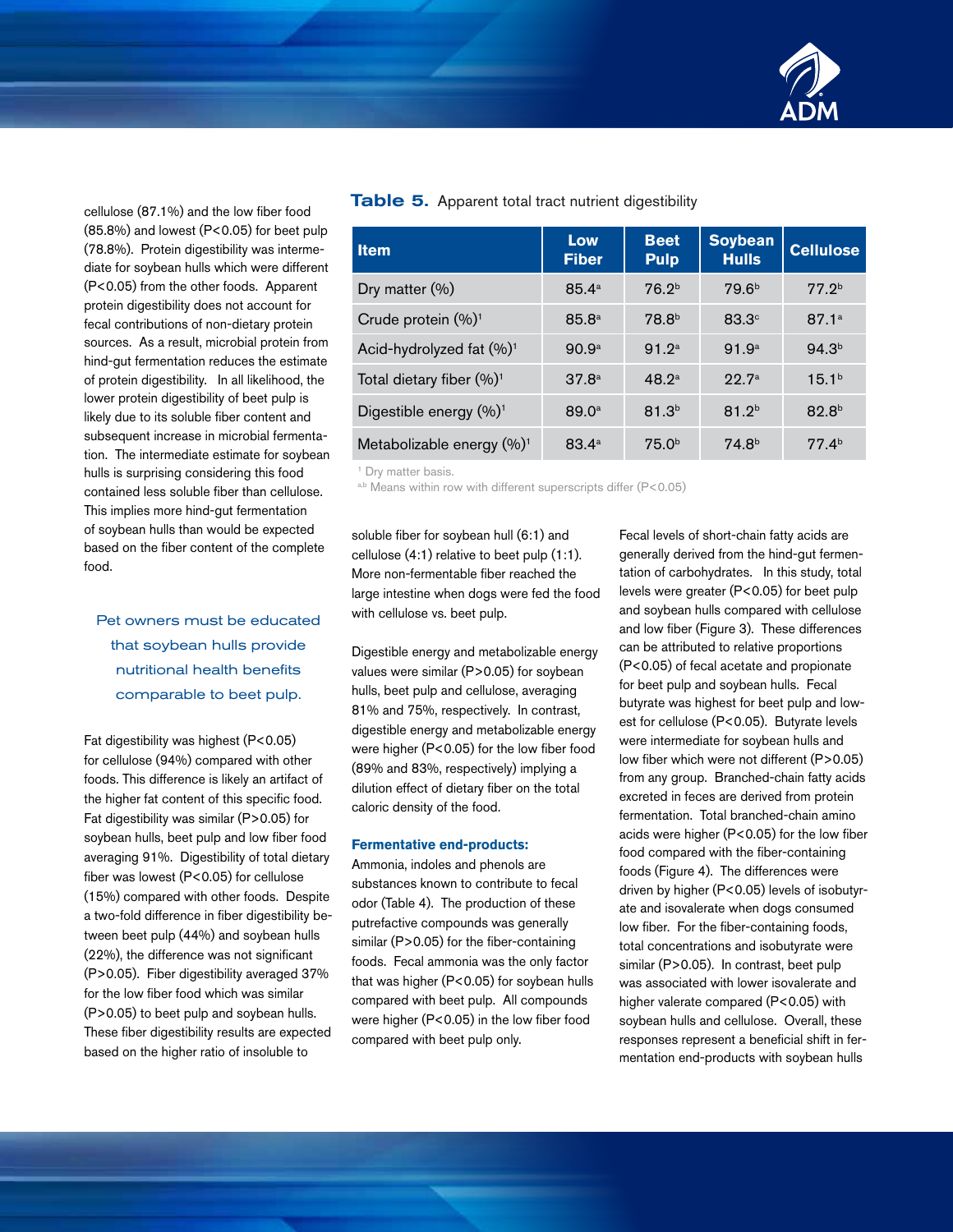cellulose (87.1%) and the low fiber food (85.8%) and lowest ($P<0.05$) for beet pulp (78.8%). Protein digestibility was intermediate for soybean hulls which were different ($P<0.05$) from the other foods. Apparent protein digestibility does not account for fecal contributions of non-dietary protein sources. As a result, microbial protein from hind-gut fermentation reduces the estimate of protein digestibility. In all likelihood, the lower protein digestibility of beet pulp is likely due to its soluble fiber content and subsequent increase in microbial fermentation. The intermediate estimate for soybean hulls is surprising considering this food contained less soluble fiber than cellulose. This implies more hind-gut fermentation of soybean hulls than would be expected based on the fiber content of the complete food.

> Pet owners must be educated that soybean hulls provide nutritional health benefits comparable to beet pulp.

Fat digestibility was highest ($P<0.05$) for cellulose (94%) compared with other foods. This difference is likely an artifact of the higher fat content of this specific food. Fat digestibility was similar ($P>0.05$) for soybean hulls, beet pulp and low fiber food averaging 91%. Digestibility of total dietary fiber was lowest ($P<0.05$) for cellulose (15%) compared with other foods. Despite a two-fold difference in fiber digestibility between beet pulp (44%) and soybean hulls (22%), the difference was not significant ($P>0.05$). Fiber digestibility averaged 37% for the low fiber food which was similar ($P>0.05$) to beet pulp and soybean hulls. These fiber digestibility results are expected based on the higher ratio of insoluble to soluble fiber for soybean hull (6:1) and cellulose (4:1) relative to beet pulp (1:1). More non-fermentable fiber reached the large intestine when dogs were fed the food with cellulose vs. beet pulp.

**Table 5.** Apparent total tract nutrient digestibility

| Item | Low Fiber | Beet Pulp | Soybean Hulls | Cellulose |
|---|---|---|---|---|
| Dry matter (%) | 85.4[a] | 76.2[b] | 79.6[b] | 77.2[b] |
| Crude protein (%)[1] | 85.8[a] | 78.8[b] | 83.3[c] | 87.1[a] |
| Acid-hydrolyzed fat (%)[1] | 90.9[a] | 91.2[a] | 91.9[a] | 94.3[b] |
| Total dietary fiber (%)[1] | 37.8[a] | 48.2[a] | 22.7[a] | 15.1[b] |
| Digestible energy (%)[1] | 89.0[a] | 81.3[b] | 81.2[b] | 82.8[b] |
| Metabolizable energy (%)[1] | 83.4[a] | 75.0[b] | 74.8[b] | 77.4[b] |

[1] Dry matter basis.

[a,b] Means within row with different superscripts differ ($P<0.05$)

Digestible energy and metabolizable energy values were similar ($P>0.05$) for soybean hulls, beet pulp and cellulose, averaging 81% and 75%, respectively. In contrast, digestible energy and metabolizable energy were higher ($P<0.05$) for the low fiber food (89% and 83%, respectively) implying a dilution effect of dietary fiber on the total caloric density of the food.

### Fermentative end-products:

Ammonia, indoles and phenols are substances known to contribute to fecal odor (Table 4). The production of these putrefactive compounds was generally similar ($P>0.05$) for the fiber-containing foods. Fecal ammonia was the only factor that was higher ($P<0.05$) for soybean hulls compared with beet pulp. All compounds were higher ($P<0.05$) in the low fiber food compared with beet pulp only.

Fecal levels of short-chain fatty acids are generally derived from the hind-gut fermentation of carbohydrates. In this study, total levels were greater ($P<0.05$) for beet pulp and soybean hulls compared with cellulose and low fiber (Figure 3). These differences can be attributed to relative proportions ($P<0.05$) of fecal acetate and propionate for beet pulp and soybean hulls. Fecal butyrate was highest for beet pulp and lowest for cellulose ($P<0.05$). Butyrate levels were intermediate for soybean hulls and low fiber which were not different ($P>0.05$) from any group. Branched-chain fatty acids excreted in feces are derived from protein fermentation. Total branched-chain amino acids were higher ($P<0.05$) for the low fiber food compared with the fiber-containing foods (Figure 4). The differences were driven by higher ($P<0.05$) levels of isobutyrate and isovalerate when dogs consumed low fiber. For the fiber-containing foods, total concentrations and isobutyrate were similar ($P>0.05$). In contrast, beet pulp was associated with lower isovalerate and higher valerate compared ($P<0.05$) with soybean hulls and cellulose. Overall, these responses represent a beneficial shift in fermentation end-products with soybean hulls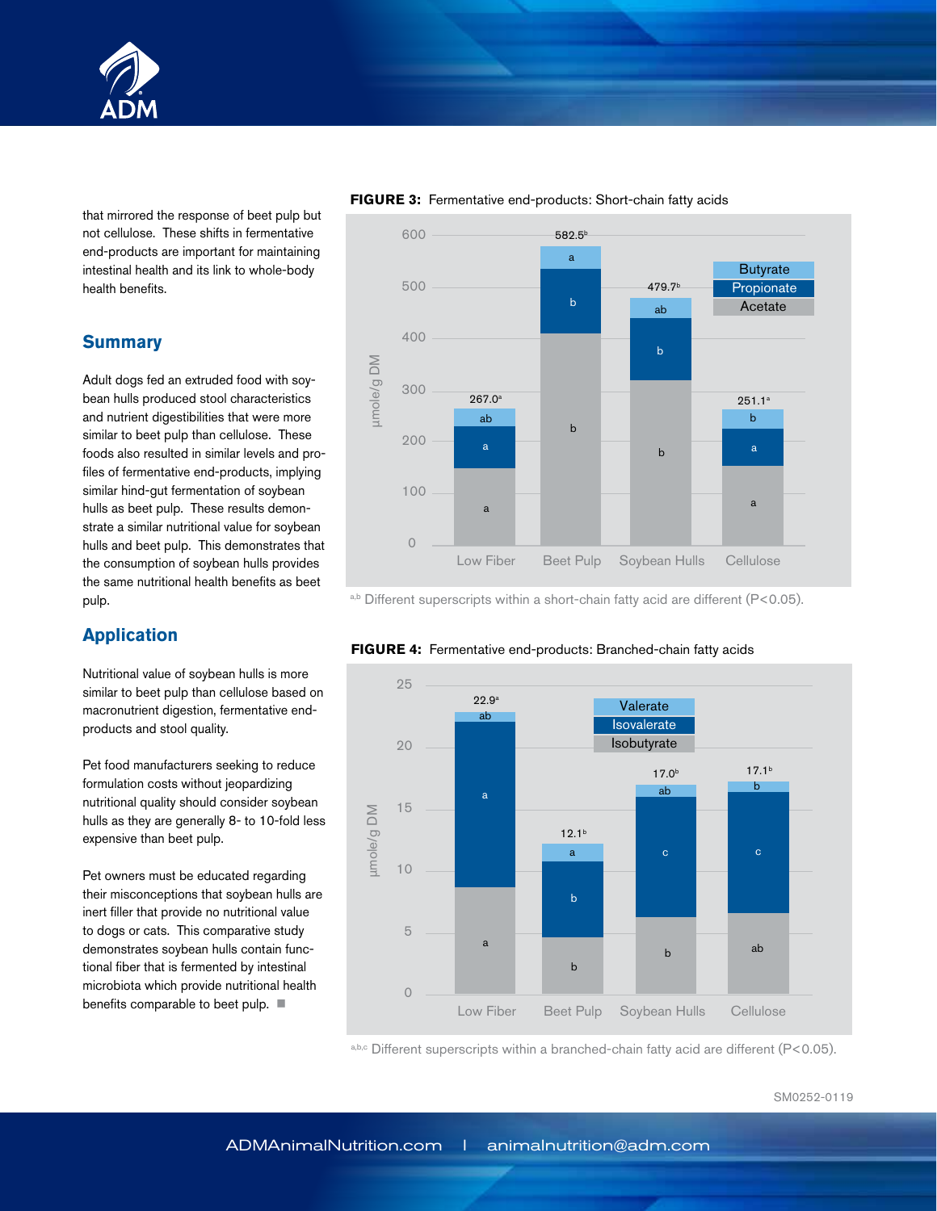that mirrored the response of beet pulp but not cellulose. These shifts in fermentative end-products are important for maintaining intestinal health and its link to whole-body health benefits.

## Summary

Adult dogs fed an extruded food with soybean hulls produced stool characteristics and nutrient digestibilities that were more similar to beet pulp than cellulose. These foods also resulted in similar levels and profiles of fermentative end-products, implying similar hind-gut fermentation of soybean hulls as beet pulp. These results demonstrate a similar nutritional value for soybean hulls and beet pulp. This demonstrates that the consumption of soybean hulls provides the same nutritional health benefits as beet pulp.

## Application

Nutritional value of soybean hulls is more similar to beet pulp than cellulose based on macronutrient digestion, fermentative end-products and stool quality.

Pet food manufacturers seeking to reduce formulation costs without jeopardizing nutritional quality should consider soybean hulls as they are generally 8- to 10-fold less expensive than beet pulp.

Pet owners must be educated regarding their misconceptions that soybean hulls are inert filler that provide no nutritional value to dogs or cats. This comparative study demonstrates soybean hulls contain functional fiber that is fermented by intestinal microbiota which provide nutritional health benefits comparable to beet pulp.

**FIGURE 3:** Fermentative end-products: Short-chain fatty acids

µmole/g DM

0, 100, 200, 300, 400, 500, 600

Butyrate, Propionate, Acetate

Low Fiber: 267.0[a] — ab, a, a

Beet Pulp: 582.5[b] — a, b, b

Soybean Hulls: 479.7[b] — ab, b, b

Cellulose: 251.1[a] — b, a, a

[a,b] Different superscripts within a short-chain fatty acid are different ($P<0.05$).

**FIGURE 4:** Fermentative end-products: Branched-chain fatty acids

µmole/g DM

0, 5, 10, 15, 20, 25

Valerate, Isovalerate, Isobutyrate

Low Fiber: 22.9[a] — ab, a, a

Beet Pulp: 12.1[b] — a, b, b

Soybean Hulls: 17.0[b] — ab, c, b

Cellulose: 17.1[b] — b, c, ab

[a,b,c] Different superscripts within a branched-chain fatty acid are different ($P<0.05$).

SM0252-0119

ADMAnimalNutrition.com | animalnutrition@adm.com